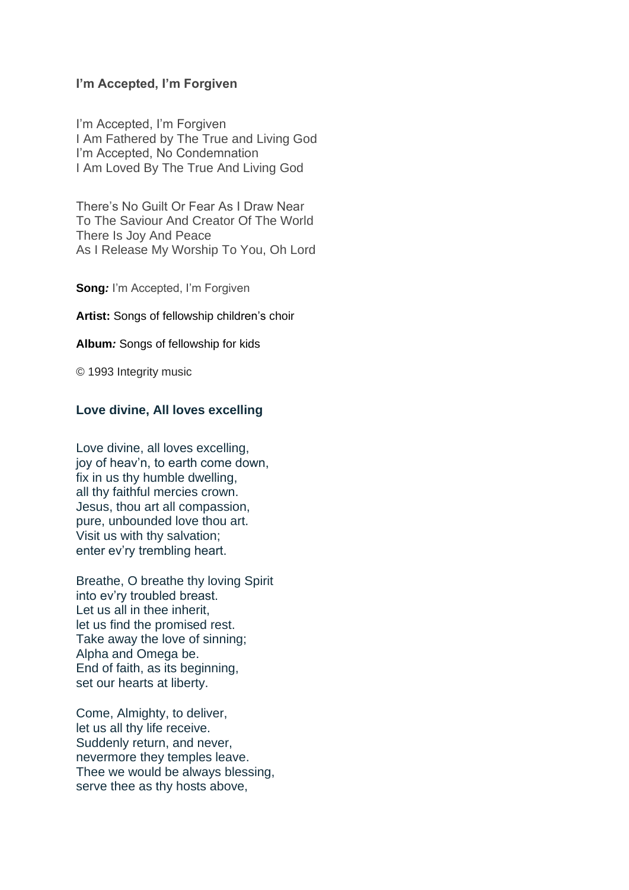### I'm Accepted, I'm Forgiven

I'm Accepted, I'm Forgiven
I Am Fathered by The True and Living God
I'm Accepted, No Condemnation
I Am Loved By The True And Living God

There's No Guilt Or Fear As I Draw Near
To The Saviour And Creator Of The World
There Is Joy And Peace
As I Release My Worship To You, Oh Lord

**Song:** I'm Accepted, I'm Forgiven

**Artist:** Songs of fellowship children's choir

**Album:** Songs of fellowship for kids

© 1993 Integrity music

### Love divine, All loves excelling

Love divine, all loves excelling,
joy of heav'n, to earth come down,
fix in us thy humble dwelling,
all thy faithful mercies crown.
Jesus, thou art all compassion,
pure, unbounded love thou art.
Visit us with thy salvation;
enter ev'ry trembling heart.

Breathe, O breathe thy loving Spirit
into ev'ry troubled breast.
Let us all in thee inherit,
let us find the promised rest.
Take away the love of sinning;
Alpha and Omega be.
End of faith, as its beginning,
set our hearts at liberty.

Come, Almighty, to deliver,
let us all thy life receive.
Suddenly return, and never,
nevermore they temples leave.
Thee we would be always blessing,
serve thee as thy hosts above,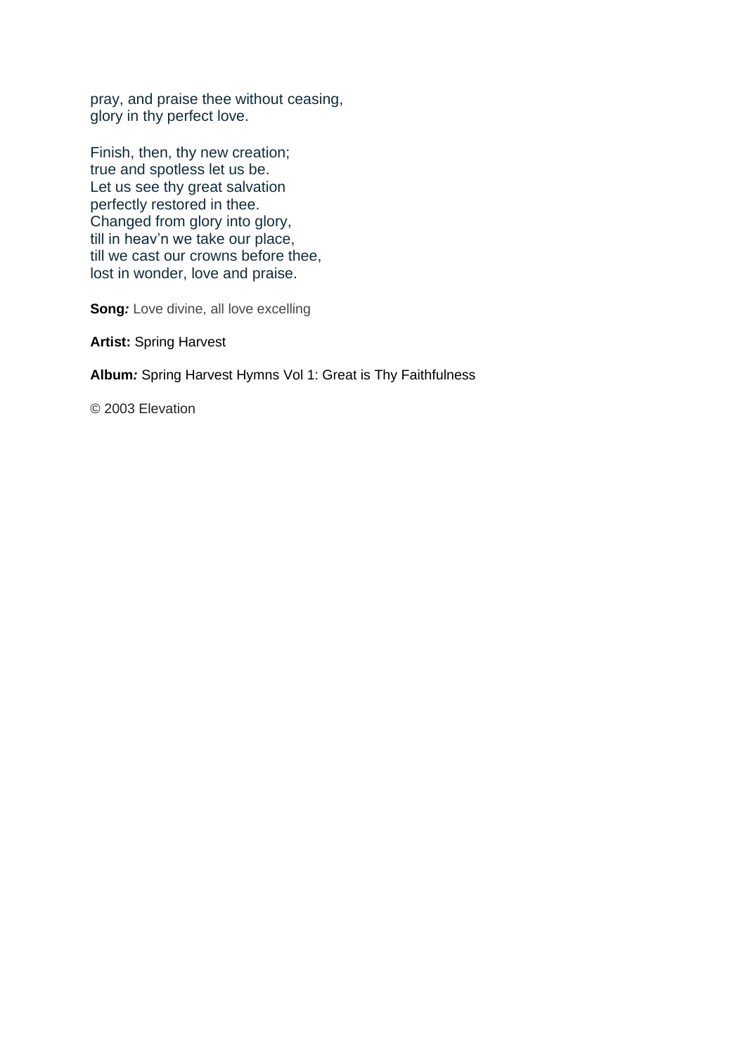pray, and praise thee without ceasing,
glory in thy perfect love.

Finish, then, thy new creation;
true and spotless let us be.
Let us see thy great salvation
perfectly restored in thee.
Changed from glory into glory,
till in heav'n we take our place,
till we cast our crowns before thee,
lost in wonder, love and praise.

**Song:** Love divine, all love excelling

**Artist:** Spring Harvest

**Album:** Spring Harvest Hymns Vol 1: Great is Thy Faithfulness

© 2003 Elevation